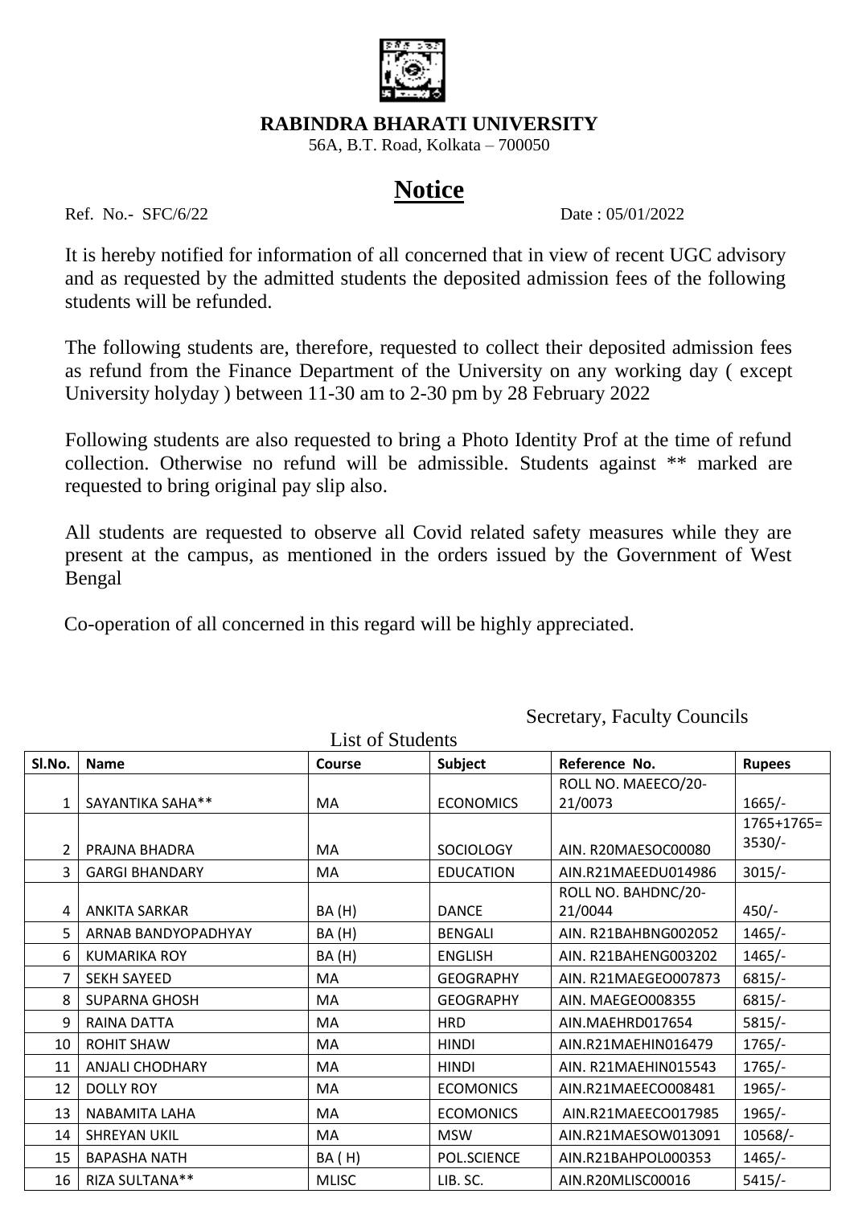**RABINDRA BHARATI UNIVERSITY**
56A, B.T. Road, Kolkata – 700050

# Notice

Ref. No.- SFC/6/22 Date : 05/01/2022

It is hereby notified for information of all concerned that in view of recent UGC advisory and as requested by the admitted students the deposited admission fees of the following students will be refunded.

The following students are, therefore, requested to collect their deposited admission fees as refund from the Finance Department of the University on any working day ( except University holyday ) between 11-30 am to 2-30 pm by 28 February 2022

Following students are also requested to bring a Photo Identity Prof at the time of refund collection. Otherwise no refund will be admissible. Students against ** marked are requested to bring original pay slip also.

All students are requested to observe all Covid related safety measures while they are present at the campus, as mentioned in the orders issued by the Government of West Bengal

Co-operation of all concerned in this regard will be highly appreciated.

Secretary, Faculty Councils

List of Students

| Sl.No. | Name | Course | Subject | Reference No. | Rupees |
|---|---|---|---|---|---|
| 1 | SAYANTIKA SAHA** | MA | ECONOMICS | ROLL NO. MAEECO/20-21/0073 | 1665/- |
| 2 | PRAJNA BHADRA | MA | SOCIOLOGY | AIN. R20MAESOC00080 | 1765+1765= 3530/- |
| 3 | GARGI BHANDARY | MA | EDUCATION | AIN.R21MAEEDU014986 | 3015/- |
| 4 | ANKITA SARKAR | BA (H) | DANCE | ROLL NO. BAHDNC/20-21/0044 | 450/- |
| 5 | ARNAB BANDYOPADHYAY | BA (H) | BENGALI | AIN. R21BAHBNG002052 | 1465/- |
| 6 | KUMARIKA ROY | BA (H) | ENGLISH | AIN. R21BAHENG003202 | 1465/- |
| 7 | SEKH SAYEED | MA | GEOGRAPHY | AIN. R21MAEGEO007873 | 6815/- |
| 8 | SUPARNA GHOSH | MA | GEOGRAPHY | AIN. MAEGEO008355 | 6815/- |
| 9 | RAINA DATTA | MA | HRD | AIN.MAEHRD017654 | 5815/- |
| 10 | ROHIT SHAW | MA | HINDI | AIN.R21MAEHIN016479 | 1765/- |
| 11 | ANJALI CHODHARY | MA | HINDI | AIN. R21MAEHIN015543 | 1765/- |
| 12 | DOLLY ROY | MA | ECOMONICS | AIN.R21MAEECO008481 | 1965/- |
| 13 | NABAMITA LAHA | MA | ECOMONICS | AIN.R21MAEECO017985 | 1965/- |
| 14 | SHREYAN UKIL | MA | MSW | AIN.R21MAESOW013091 | 10568/- |
| 15 | BAPASHA NATH | BA ( H) | POL.SCIENCE | AIN.R21BAHPOL000353 | 1465/- |
| 16 | RIZA SULTANA** | MLISC | LIB. SC. | AIN.R20MLISC00016 | 5415/- |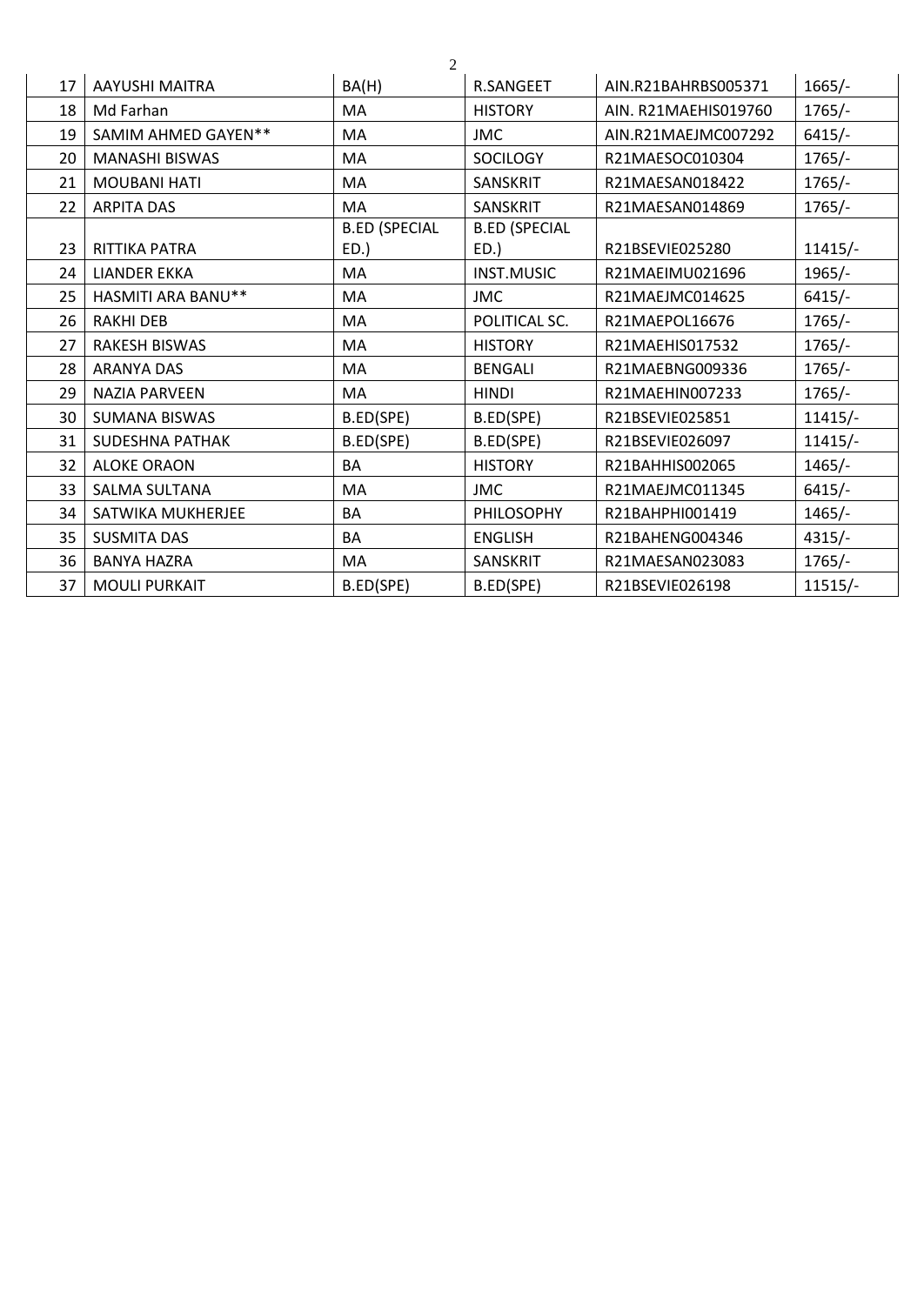| | | | | | |
|---|---|---|---|---|---|
| 17 | AAYUSHI MAITRA | BA(H) | R.SANGEET | AIN.R21BAHRBS005371 | 1665/- |
| 18 | Md Farhan | MA | HISTORY | AIN. R21MAEHIS019760 | 1765/- |
| 19 | SAMIM AHMED GAYEN** | MA | JMC | AIN.R21MAEJMC007292 | 6415/- |
| 20 | MANASHI BISWAS | MA | SOCILOGY | R21MAESOC010304 | 1765/- |
| 21 | MOUBANI HATI | MA | SANSKRIT | R21MAESAN018422 | 1765/- |
| 22 | ARPITA DAS | MA | SANSKRIT | R21MAESAN014869 | 1765/- |
| 23 | RITTIKA PATRA | B.ED (SPECIAL ED.) | B.ED (SPECIAL ED.) | R21BSEVIE025280 | 11415/- |
| 24 | LIANDER EKKA | MA | INST.MUSIC | R21MAEIMU021696 | 1965/- |
| 25 | HASMITI ARA BANU** | MA | JMC | R21MAEJMC014625 | 6415/- |
| 26 | RAKHI DEB | MA | POLITICAL SC. | R21MAEPOL16676 | 1765/- |
| 27 | RAKESH BISWAS | MA | HISTORY | R21MAEHIS017532 | 1765/- |
| 28 | ARANYA DAS | MA | BENGALI | R21MAEBNG009336 | 1765/- |
| 29 | NAZIA PARVEEN | MA | HINDI | R21MAEHIN007233 | 1765/- |
| 30 | SUMANA BISWAS | B.ED(SPE) | B.ED(SPE) | R21BSEVIE025851 | 11415/- |
| 31 | SUDESHNA PATHAK | B.ED(SPE) | B.ED(SPE) | R21BSEVIE026097 | 11415/- |
| 32 | ALOKE ORAON | BA | HISTORY | R21BAHHIS002065 | 1465/- |
| 33 | SALMA SULTANA | MA | JMC | R21MAEJMC011345 | 6415/- |
| 34 | SATWIKA MUKHERJEE | BA | PHILOSOPHY | R21BAHPHI001419 | 1465/- |
| 35 | SUSMITA DAS | BA | ENGLISH | R21BAHENG004346 | 4315/- |
| 36 | BANYA HAZRA | MA | SANSKRIT | R21MAESAN023083 | 1765/- |
| 37 | MOULI PURKAIT | B.ED(SPE) | B.ED(SPE) | R21BSEVIE026198 | 11515/- |